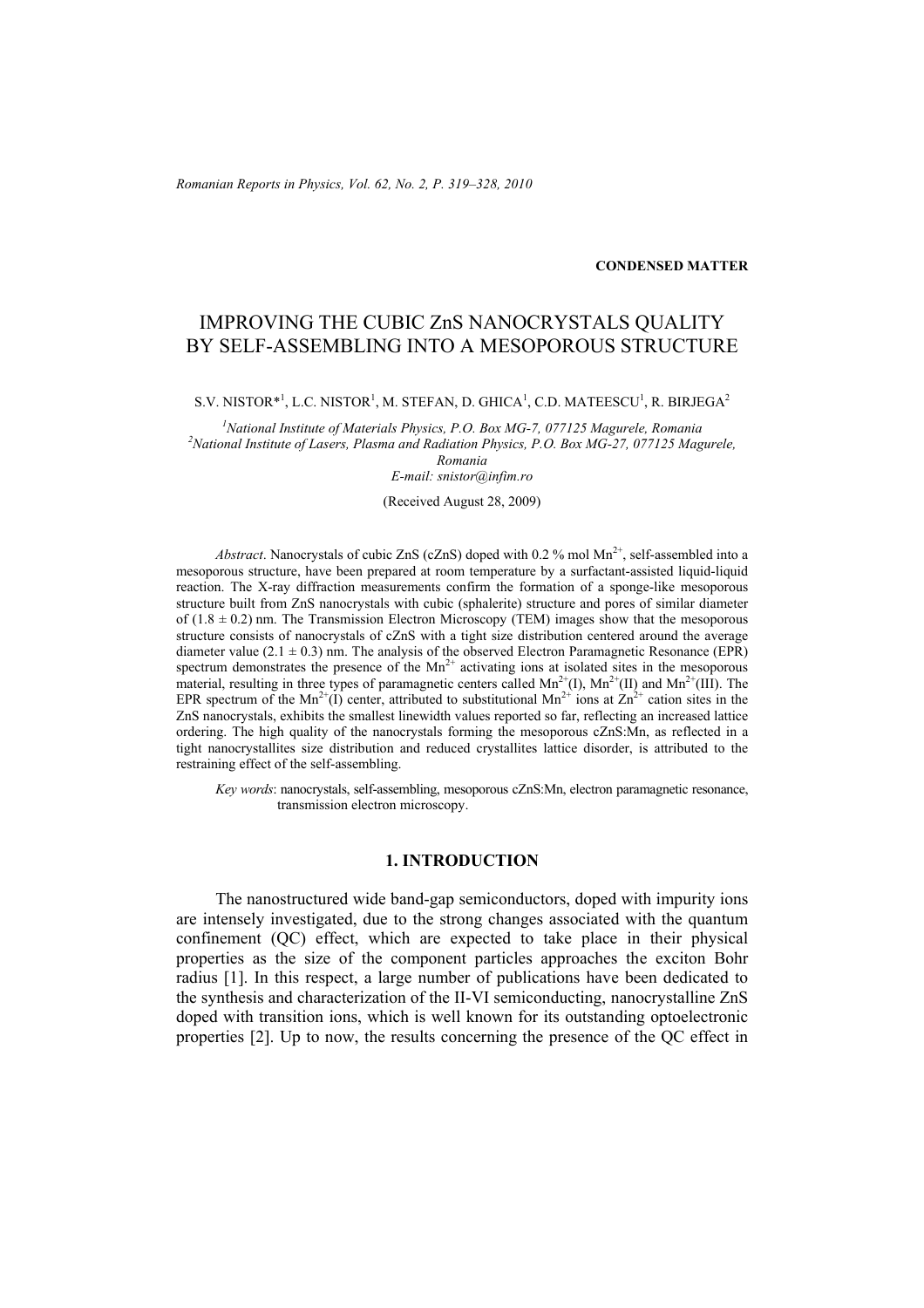**CONDENSED MATTER**

# IMPROVING THE CUBIC ZnS NANOCRYSTALS QUALITY BY SELF-ASSEMBLING INTO A MESOPOROUS STRUCTURE

S.V. NISTOR*[1], L.C. NISTOR[1], M. STEFAN, D. GHICA[1], C.D. MATEESCU[1], R. BIRJEGA[2]

[1]National Institute of Materials Physics, P.O. Box MG-7, 077125 Magurele, Romania
[2]National Institute of Lasers, Plasma and Radiation Physics, P.O. Box MG-27, 077125 Magurele, Romania
E-mail: snistor@infim.ro

(Received August 28, 2009)

*Abstract*. Nanocrystals of cubic ZnS (cZnS) doped with 0.2 % mol $Mn^{2+}$, self-assembled into a mesoporous structure, have been prepared at room temperature by a surfactant-assisted liquid-liquid reaction. The X-ray diffraction measurements confirm the formation of a sponge-like mesoporous structure built from ZnS nanocrystals with cubic (sphalerite) structure and pores of similar diameter of (1.8 ± 0.2) nm. The Transmission Electron Microscopy (TEM) images show that the mesoporous structure consists of nanocrystals of cZnS with a tight size distribution centered around the average diameter value (2.1 ± 0.3) nm. The analysis of the observed Electron Paramagnetic Resonance (EPR) spectrum demonstrates the presence of the $Mn^{2+}$ activating ions at isolated sites in the mesoporous material, resulting in three types of paramagnetic centers called $Mn^{2+}$(I), $Mn^{2+}$(II) and $Mn^{2+}$(III). The EPR spectrum of the $Mn^{2+}$(I) center, attributed to substitutional $Mn^{2+}$ ions at $Zn^{2+}$ cation sites in the ZnS nanocrystals, exhibits the smallest linewidth values reported so far, reflecting an increased lattice ordering. The high quality of the nanocrystals forming the mesoporous cZnS:Mn, as reflected in a tight nanocrystallites size distribution and reduced crystallites lattice disorder, is attributed to the restraining effect of the self-assembling.

*Key words*: nanocrystals, self-assembling, mesoporous cZnS:Mn, electron paramagnetic resonance, transmission electron microscopy.

## 1. INTRODUCTION

The nanostructured wide band-gap semiconductors, doped with impurity ions are intensely investigated, due to the strong changes associated with the quantum confinement (QC) effect, which are expected to take place in their physical properties as the size of the component particles approaches the exciton Bohr radius [1]. In this respect, a large number of publications have been dedicated to the synthesis and characterization of the II-VI semiconducting, nanocrystalline ZnS doped with transition ions, which is well known for its outstanding optoelectronic properties [2]. Up to now, the results concerning the presence of the QC effect in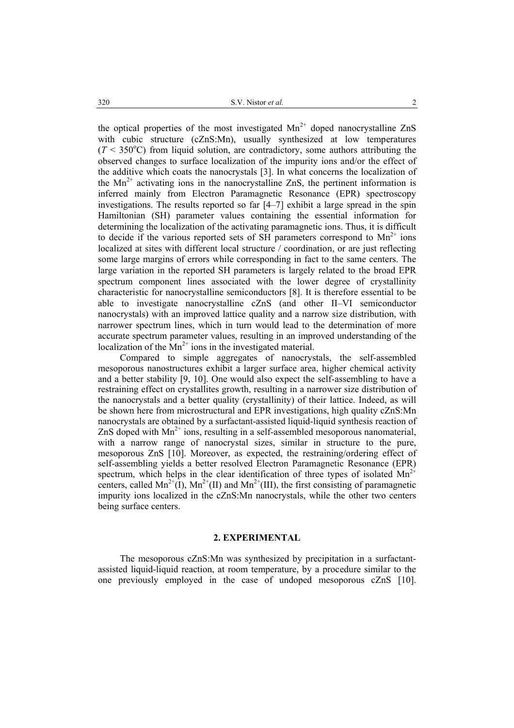the optical properties of the most investigated $Mn^{2+}$ doped nanocrystalline ZnS with cubic structure (cZnS:Mn), usually synthesized at low temperatures ($T < 350^{o}C$) from liquid solution, are contradictory, some authors attributing the observed changes to surface localization of the impurity ions and/or the effect of the additive which coats the nanocrystals [3]. In what concerns the localization of the $Mn^{2+}$ activating ions in the nanocrystalline ZnS, the pertinent information is inferred mainly from Electron Paramagnetic Resonance (EPR) spectroscopy investigations. The results reported so far [4–7] exhibit a large spread in the spin Hamiltonian (SH) parameter values containing the essential information for determining the localization of the activating paramagnetic ions. Thus, it is difficult to decide if the various reported sets of SH parameters correspond to $Mn^{2+}$ ions localized at sites with different local structure / coordination, or are just reflecting some large margins of errors while corresponding in fact to the same centers. The large variation in the reported SH parameters is largely related to the broad EPR spectrum component lines associated with the lower degree of crystallinity characteristic for nanocrystalline semiconductors [8]. It is therefore essential to be able to investigate nanocrystalline cZnS (and other II–VI semiconductor nanocrystals) with an improved lattice quality and a narrow size distribution, with narrower spectrum lines, which in turn would lead to the determination of more accurate spectrum parameter values, resulting in an improved understanding of the localization of the $Mn^{2+}$ ions in the investigated material.

Compared to simple aggregates of nanocrystals, the self-assembled mesoporous nanostructures exhibit a larger surface area, higher chemical activity and a better stability [9, 10]. One would also expect the self-assembling to have a restraining effect on crystallites growth, resulting in a narrower size distribution of the nanocrystals and a better quality (crystallinity) of their lattice. Indeed, as will be shown here from microstructural and EPR investigations, high quality cZnS:Mn nanocrystals are obtained by a surfactant-assisted liquid-liquid synthesis reaction of ZnS doped with $Mn^{2+}$ ions, resulting in a self-assembled mesoporous nanomaterial, with a narrow range of nanocrystal sizes, similar in structure to the pure, mesoporous ZnS [10]. Moreover, as expected, the restraining/ordering effect of self-assembling yields a better resolved Electron Paramagnetic Resonance (EPR) spectrum, which helps in the clear identification of three types of isolated $Mn^{2+}$ centers, called $Mn^{2+}$(I), $Mn^{2+}$(II) and $Mn^{2+}$(III), the first consisting of paramagnetic impurity ions localized in the cZnS:Mn nanocrystals, while the other two centers being surface centers.

## 2. EXPERIMENTAL

The mesoporous cZnS:Mn was synthesized by precipitation in a surfactant-assisted liquid-liquid reaction, at room temperature, by a procedure similar to the one previously employed in the case of undoped mesoporous cZnS [10].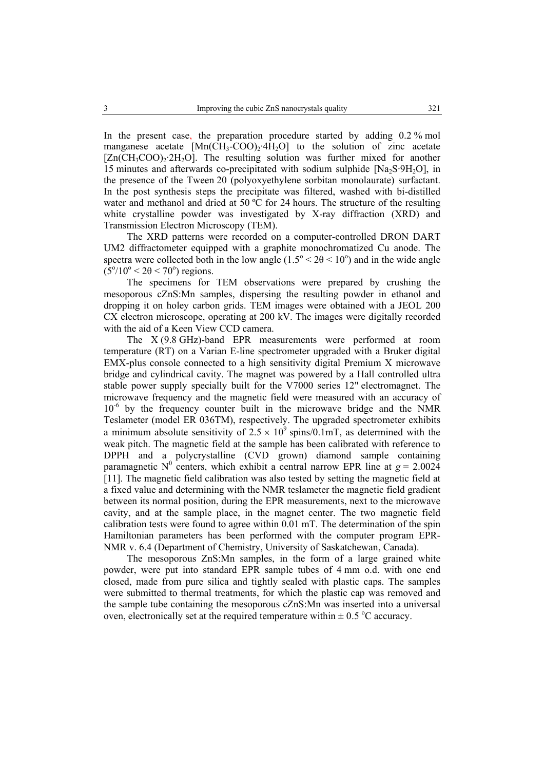In the present case, the preparation procedure started by adding 0.2 % mol manganese acetate [$Mn(CH_3\text{-}COO)_2\cdot 4H_2O$] to the solution of zinc acetate [$Zn(CH_3COO)_2\cdot 2H_2O$]. The resulting solution was further mixed for another 15 minutes and afterwards co-precipitated with sodium sulphide [$Na_2S\cdot 9H_2O$], in the presence of the Tween 20 (polyoxyethylene sorbitan monolaurate) surfactant. In the post synthesis steps the precipitate was filtered, washed with bi-distilled water and methanol and dried at 50 ºC for 24 hours. The structure of the resulting white crystalline powder was investigated by X-ray diffraction (XRD) and Transmission Electron Microscopy (TEM).

The XRD patterns were recorded on a computer-controlled DRON DART UM2 diffractometer equipped with a graphite monochromatized Cu anode. The spectra were collected both in the low angle ($1.5^{o} < 2\theta < 10^{o}$) and in the wide angle ($5^{o}/10^{o} < 2\theta < 70^{o}$) regions.

The specimens for TEM observations were prepared by crushing the mesoporous cZnS:Mn samples, dispersing the resulting powder in ethanol and dropping it on holey carbon grids. TEM images were obtained with a JEOL 200 CX electron microscope, operating at 200 kV. The images were digitally recorded with the aid of a Keen View CCD camera.

The X (9.8 GHz)-band EPR measurements were performed at room temperature (RT) on a Varian E-line spectrometer upgraded with a Bruker digital EMX-plus console connected to a high sensitivity digital Premium X microwave bridge and cylindrical cavity. The magnet was powered by a Hall controlled ultra stable power supply specially built for the V7000 series 12" electromagnet. The microwave frequency and the magnetic field were measured with an accuracy of $10^{-6}$ by the frequency counter built in the microwave bridge and the NMR Teslameter (model ER 036TM), respectively. The upgraded spectrometer exhibits a minimum absolute sensitivity of $2.5 \times 10^{9}$ spins/0.1mT, as determined with the weak pitch. The magnetic field at the sample has been calibrated with reference to DPPH and a polycrystalline (CVD grown) diamond sample containing paramagnetic $N^{0}$ centers, which exhibit a central narrow EPR line at $g = 2.0024$ [11]. The magnetic field calibration was also tested by setting the magnetic field at a fixed value and determining with the NMR teslameter the magnetic field gradient between its normal position, during the EPR measurements, next to the microwave cavity, and at the sample place, in the magnet center. The two magnetic field calibration tests were found to agree within 0.01 mT. The determination of the spin Hamiltonian parameters has been performed with the computer program EPR-NMR v. 6.4 (Department of Chemistry, University of Saskatchewan, Canada).

The mesoporous ZnS:Mn samples, in the form of a large grained white powder, were put into standard EPR sample tubes of 4 mm o.d. with one end closed, made from pure silica and tightly sealed with plastic caps. The samples were submitted to thermal treatments, for which the plastic cap was removed and the sample tube containing the mesoporous cZnS:Mn was inserted into a universal oven, electronically set at the required temperature within ± 0.5 $^{o}$C accuracy.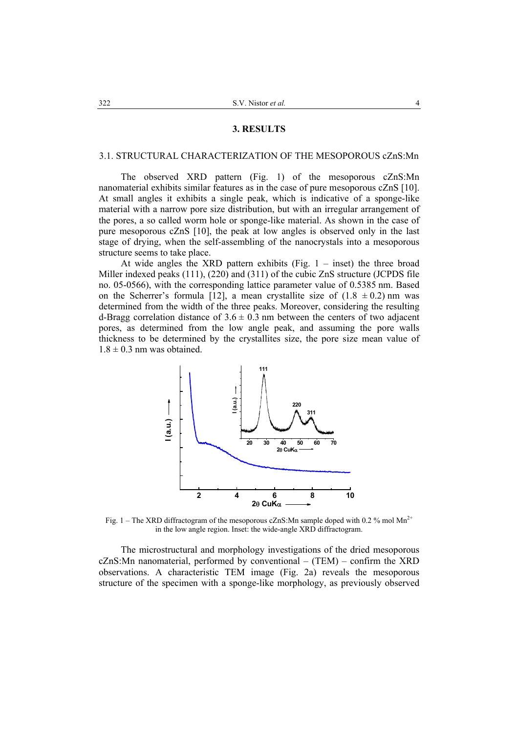## 3. RESULTS

### 3.1. STRUCTURAL CHARACTERIZATION OF THE MESOPOROUS cZnS:Mn

The observed XRD pattern (Fig. 1) of the mesoporous cZnS:Mn nanomaterial exhibits similar features as in the case of pure mesoporous cZnS [10]. At small angles it exhibits a single peak, which is indicative of a sponge-like material with a narrow pore size distribution, but with an irregular arrangement of the pores, a so called worm hole or sponge-like material. As shown in the case of pure mesoporous cZnS [10], the peak at low angles is observed only in the last stage of drying, when the self-assembling of the nanocrystals into a mesoporous structure seems to take place.

At wide angles the XRD pattern exhibits (Fig. 1 – inset) the three broad Miller indexed peaks (111), (220) and (311) of the cubic ZnS structure (JCPDS file no. 05-0566), with the corresponding lattice parameter value of 0.5385 nm. Based on the Scherrer's formula [12], a mean crystallite size of $(1.8 \pm 0.2)$ nm was determined from the width of the three peaks. Moreover, considering the resulting d-Bragg correlation distance of $3.6 \pm 0.3$ nm between the centers of two adjacent pores, as determined from the low angle peak, and assuming the pore walls thickness to be determined by the crystallites size, the pore size mean value of $1.8 \pm 0.3$ nm was obtained.

Fig. 1 – The XRD diffractogram of the mesoporous cZnS:Mn sample doped with 0.2 % mol $Mn^{2+}$ in the low angle region. Inset: the wide-angle XRD diffractogram.

The microstructural and morphology investigations of the dried mesoporous cZnS:Mn nanomaterial, performed by conventional – (TEM) – confirm the XRD observations. A characteristic TEM image (Fig. 2a) reveals the mesoporous structure of the specimen with a sponge-like morphology, as previously observed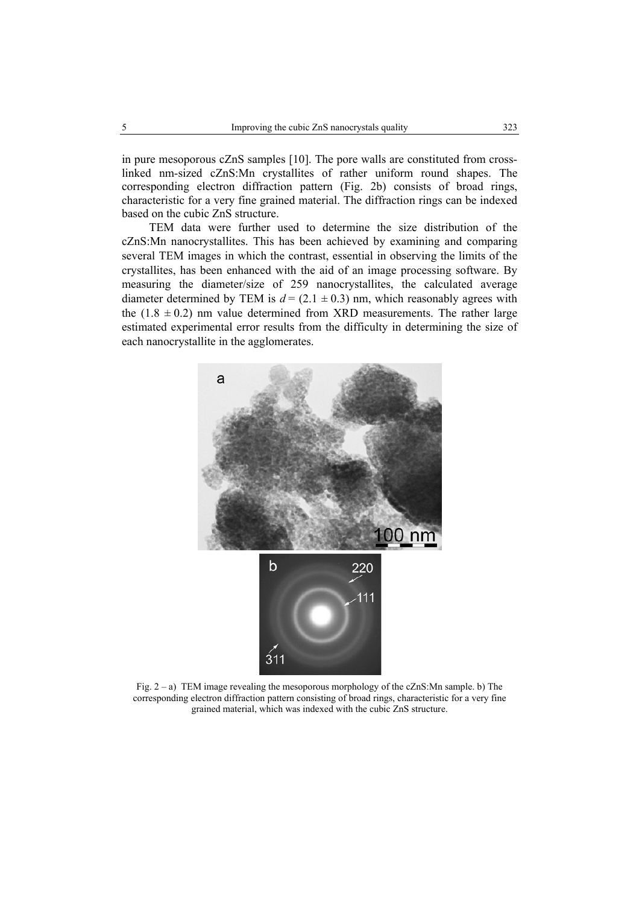in pure mesoporous cZnS samples [10]. The pore walls are constituted from cross-linked nm-sized cZnS:Mn crystallites of rather uniform round shapes. The corresponding electron diffraction pattern (Fig. 2b) consists of broad rings, characteristic for a very fine grained material. The diffraction rings can be indexed based on the cubic ZnS structure.

TEM data were further used to determine the size distribution of the cZnS:Mn nanocrystallites. This has been achieved by examining and comparing several TEM images in which the contrast, essential in observing the limits of the crystallites, has been enhanced with the aid of an image processing software. By measuring the diameter/size of 259 nanocrystallites, the calculated average diameter determined by TEM is $d = (2.1 \pm 0.3)$ nm, which reasonably agrees with the $(1.8 \pm 0.2)$ nm value determined from XRD measurements. The rather large estimated experimental error results from the difficulty in determining the size of each nanocrystallite in the agglomerates.

Fig. 2 – a) TEM image revealing the mesoporous morphology of the cZnS:Mn sample. b) The corresponding electron diffraction pattern consisting of broad rings, characteristic for a very fine grained material, which was indexed with the cubic ZnS structure.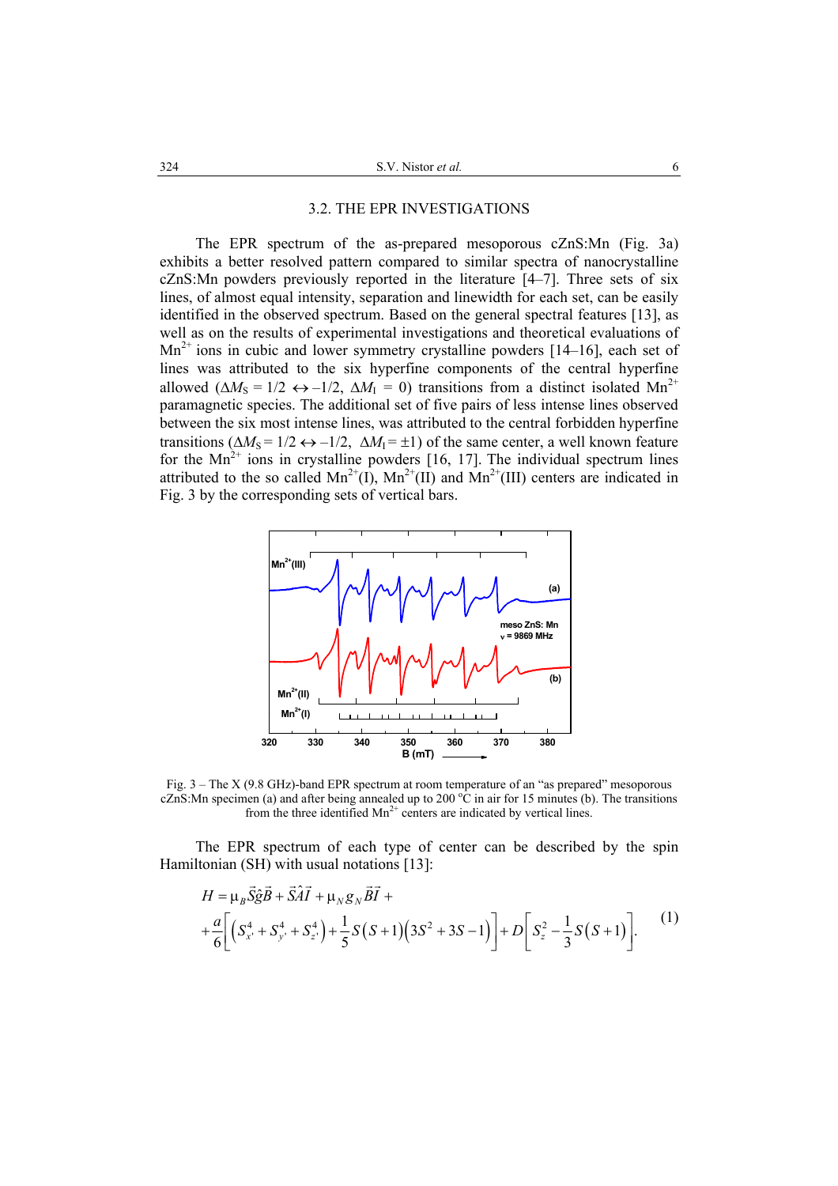### 3.2. THE EPR INVESTIGATIONS

The EPR spectrum of the as-prepared mesoporous cZnS:Mn (Fig. 3a) exhibits a better resolved pattern compared to similar spectra of nanocrystalline cZnS:Mn powders previously reported in the literature [4–7]. Three sets of six lines, of almost equal intensity, separation and linewidth for each set, can be easily identified in the observed spectrum. Based on the general spectral features [13], as well as on the results of experimental investigations and theoretical evaluations of $Mn^{2+}$ ions in cubic and lower symmetry crystalline powders [14–16], each set of lines was attributed to the six hyperfine components of the central hyperfine allowed ($\Delta M_S = 1/2 \leftrightarrow -1/2$, $\Delta M_I = 0$) transitions from a distinct isolated $Mn^{2+}$ paramagnetic species. The additional set of five pairs of less intense lines observed between the six most intense lines, was attributed to the central forbidden hyperfine transitions ($\Delta M_S = 1/2 \leftrightarrow -1/2$, $\Delta M_I = \pm 1$) of the same center, a well known feature for the $Mn^{2+}$ ions in crystalline powders [16, 17]. The individual spectrum lines attributed to the so called $Mn^{2+}$(I), $Mn^{2+}$(II) and $Mn^{2+}$(III) centers are indicated in Fig. 3 by the corresponding sets of vertical bars.

Fig. 3 – The X (9.8 GHz)-band EPR spectrum at room temperature of an "as prepared" mesoporous cZnS:Mn specimen (a) and after being annealed up to 200 °C in air for 15 minutes (b). The transitions from the three identified $Mn^{2+}$ centers are indicated by vertical lines.

The EPR spectrum of each type of center can be described by the spin Hamiltonian (SH) with usual notations [13]:

$$H = \mu_B \vec{S}\hat{g}\vec{B} + \vec{S}\hat{A}\vec{I} + \mu_N g_N \vec{B}\vec{I} + \frac{a}{6}\left[\left(S_{x'}^4 + S_{y'}^4 + S_{z'}^4\right) + \frac{1}{5}S(S+1)\left(3S^2 + 3S - 1\right)\right] + D\left[S_z^2 - \frac{1}{3}S(S+1)\right]. \quad (1)$$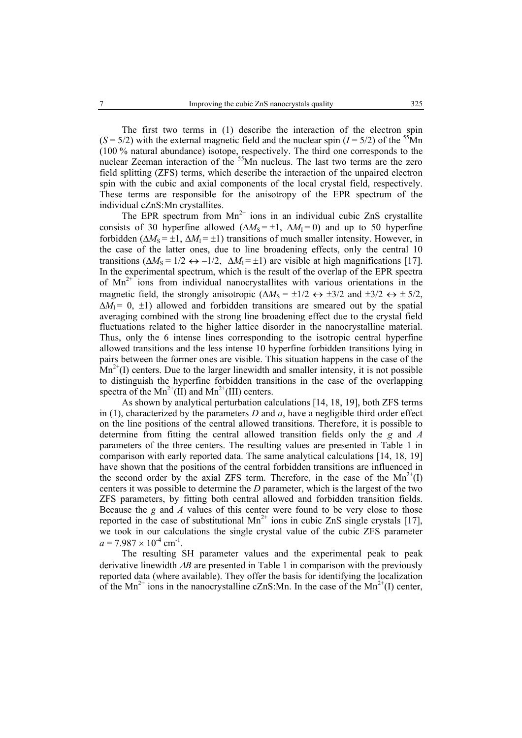The first two terms in (1) describe the interaction of the electron spin ($S = 5/2$) with the external magnetic field and the nuclear spin ($I = 5/2$) of the $^{55}$Mn (100 % natural abundance) isotope, respectively. The third one corresponds to the nuclear Zeeman interaction of the $^{55}$Mn nucleus. The last two terms are the zero field splitting (ZFS) terms, which describe the interaction of the unpaired electron spin with the cubic and axial components of the local crystal field, respectively. These terms are responsible for the anisotropy of the EPR spectrum of the individual cZnS:Mn crystallites.

The EPR spectrum from $Mn^{2+}$ ions in an individual cubic ZnS crystallite consists of 30 hyperfine allowed ($\Delta M_S = \pm 1$, $\Delta M_I = 0$) and up to 50 hyperfine forbidden ($\Delta M_S = \pm 1$, $\Delta M_I = \pm 1$) transitions of much smaller intensity. However, in the case of the latter ones, due to line broadening effects, only the central 10 transitions ($\Delta M_S = 1/2 \leftrightarrow -1/2$, $\Delta M_I = \pm 1$) are visible at high magnifications [17]. In the experimental spectrum, which is the result of the overlap of the EPR spectra of $Mn^{2+}$ ions from individual nanocrystallites with various orientations in the magnetic field, the strongly anisotropic ($\Delta M_S = \pm 1/2 \leftrightarrow \pm 3/2$ and $\pm 3/2 \leftrightarrow \pm 5/2$, $\Delta M_I = 0, \pm 1$) allowed and forbidden transitions are smeared out by the spatial averaging combined with the strong line broadening effect due to the crystal field fluctuations related to the higher lattice disorder in the nanocrystalline material. Thus, only the 6 intense lines corresponding to the isotropic central hyperfine allowed transitions and the less intense 10 hyperfine forbidden transitions lying in pairs between the former ones are visible. This situation happens in the case of the $Mn^{2+}$(I) centers. Due to the larger linewidth and smaller intensity, it is not possible to distinguish the hyperfine forbidden transitions in the case of the overlapping spectra of the $Mn^{2+}$(II) and $Mn^{2+}$(III) centers.

As shown by analytical perturbation calculations [14, 18, 19], both ZFS terms in (1), characterized by the parameters $D$ and $a$, have a negligible third order effect on the line positions of the central allowed transitions. Therefore, it is possible to determine from fitting the central allowed transition fields only the $g$ and $A$ parameters of the three centers. The resulting values are presented in Table 1 in comparison with early reported data. The same analytical calculations [14, 18, 19] have shown that the positions of the central forbidden transitions are influenced in the second order by the axial ZFS term. Therefore, in the case of the $Mn^{2+}$(I) centers it was possible to determine the $D$ parameter, which is the largest of the two ZFS parameters, by fitting both central allowed and forbidden transition fields. Because the $g$ and $A$ values of this center were found to be very close to those reported in the case of substitutional $Mn^{2+}$ ions in cubic ZnS single crystals [17], we took in our calculations the single crystal value of the cubic ZFS parameter $a = 7.987 \times 10^{-4}$ cm$^{-1}$.

The resulting SH parameter values and the experimental peak to peak derivative linewidth $\Delta B$ are presented in Table 1 in comparison with the previously reported data (where available). They offer the basis for identifying the localization of the $Mn^{2+}$ ions in the nanocrystalline cZnS:Mn. In the case of the $Mn^{2+}$(I) center,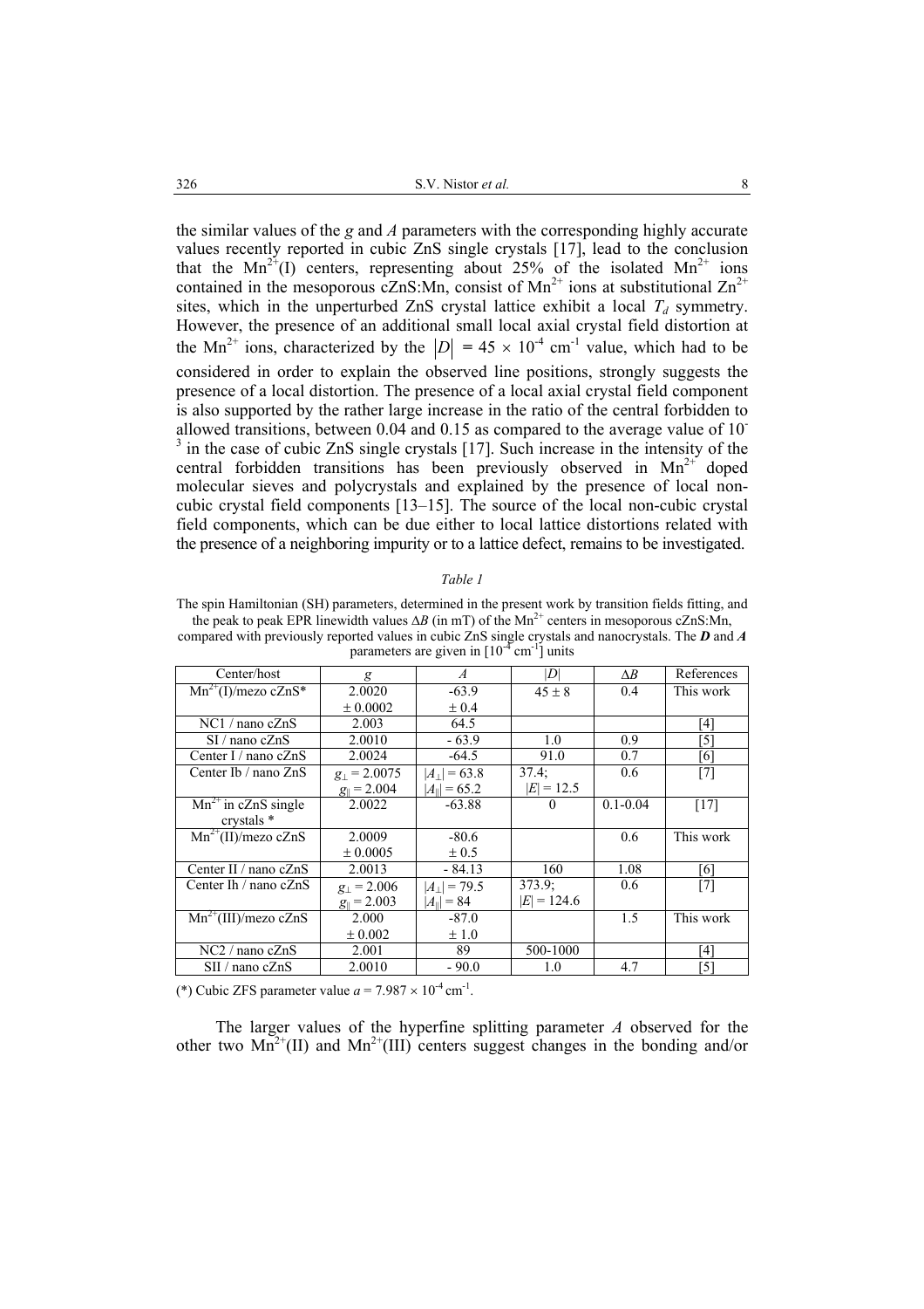the similar values of the $g$ and $A$ parameters with the corresponding highly accurate values recently reported in cubic ZnS single crystals [17], lead to the conclusion that the $Mn^{2+}$(I) centers, representing about 25% of the isolated $Mn^{2+}$ ions contained in the mesoporous cZnS:Mn, consist of $Mn^{2+}$ ions at substitutional $Zn^{2+}$ sites, which in the unperturbed ZnS crystal lattice exhibit a local $T_d$ symmetry. However, the presence of an additional small local axial crystal field distortion at the $Mn^{2+}$ ions, characterized by the $|D| = 45 \times 10^{-4}$ cm$^{-1}$ value, which had to be considered in order to explain the observed line positions, strongly suggests the presence of a local distortion. The presence of a local axial crystal field component is also supported by the rather large increase in the ratio of the central forbidden to allowed transitions, between 0.04 and 0.15 as compared to the average value of $10^{-3}$ in the case of cubic ZnS single crystals [17]. Such increase in the intensity of the central forbidden transitions has been previously observed in $Mn^{2+}$ doped molecular sieves and polycrystals and explained by the presence of local non-cubic crystal field components [13–15]. The source of the local non-cubic crystal field components, which can be due either to local lattice distortions related with the presence of a neighboring impurity or to a lattice defect, remains to be investigated.

*Table 1*

The spin Hamiltonian (SH) parameters, determined in the present work by transition fields fitting, and the peak to peak EPR linewidth values $\Delta B$ (in mT) of the $Mn^{2+}$ centers in mesoporous cZnS:Mn, compared with previously reported values in cubic ZnS single crystals and nanocrystals. The ***D*** and ***A*** parameters are given in [$10^{-4}$ cm$^{-1}$] units

| Center/host | $g$ | $A$ | $\|D\|$ | $\Delta B$ | References |
|---|---|---|---|---|---|
| $Mn^{2+}$(I)/mezo cZnS* | 2.0020 ± 0.0002 | -63.9 ± 0.4 | 45 ± 8 | 0.4 | This work |
| NC1 / nano cZnS | 2.003 | 64.5 | | | [4] |
| SI / nano cZnS | 2.0010 | - 63.9 | 1.0 | 0.9 | [5] |
| Center I / nano cZnS | 2.0024 | -64.5 | 91.0 | 0.7 | [6] |
| Center Ib / nano ZnS | $g_\perp = 2.0075$; $g_\parallel = 2.004$ | $\|A_\perp\| = 63.8$; $\|A_\parallel\| = 65.2$ | 37.4; $\|E\| = 12.5$ | 0.6 | [7] |
| $Mn^{2+}$ in cZnS single crystals * | 2.0022 | -63.88 | 0 | 0.1-0.04 | [17] |
| $Mn^{2+}$(II)/mezo cZnS | 2.0009 ± 0.0005 | -80.6 ± 0.5 | | 0.6 | This work |
| Center II / nano cZnS | 2.0013 | - 84.13 | 160 | 1.08 | [6] |
| Center Ih / nano cZnS | $g_\perp = 2.006$; $g_\parallel = 2.003$ | $\|A_\perp\| = 79.5$; $\|A_\parallel\| = 84$ | 373.9; $\|E\| = 124.6$ | 0.6 | [7] |
| $Mn^{2+}$(III)/mezo cZnS | 2.000 ± 0.002 | -87.0 ± 1.0 | | 1.5 | This work |
| NC2 / nano cZnS | 2.001 | 89 | 500-1000 | | [4] |
| SII / nano cZnS | 2.0010 | - 90.0 | 1.0 | 4.7 | [5] |

(*) Cubic ZFS parameter value $a = 7.987 \times 10^{-4}$ cm$^{-1}$.

The larger values of the hyperfine splitting parameter $A$ observed for the other two $Mn^{2+}$(II) and $Mn^{2+}$(III) centers suggest changes in the bonding and/or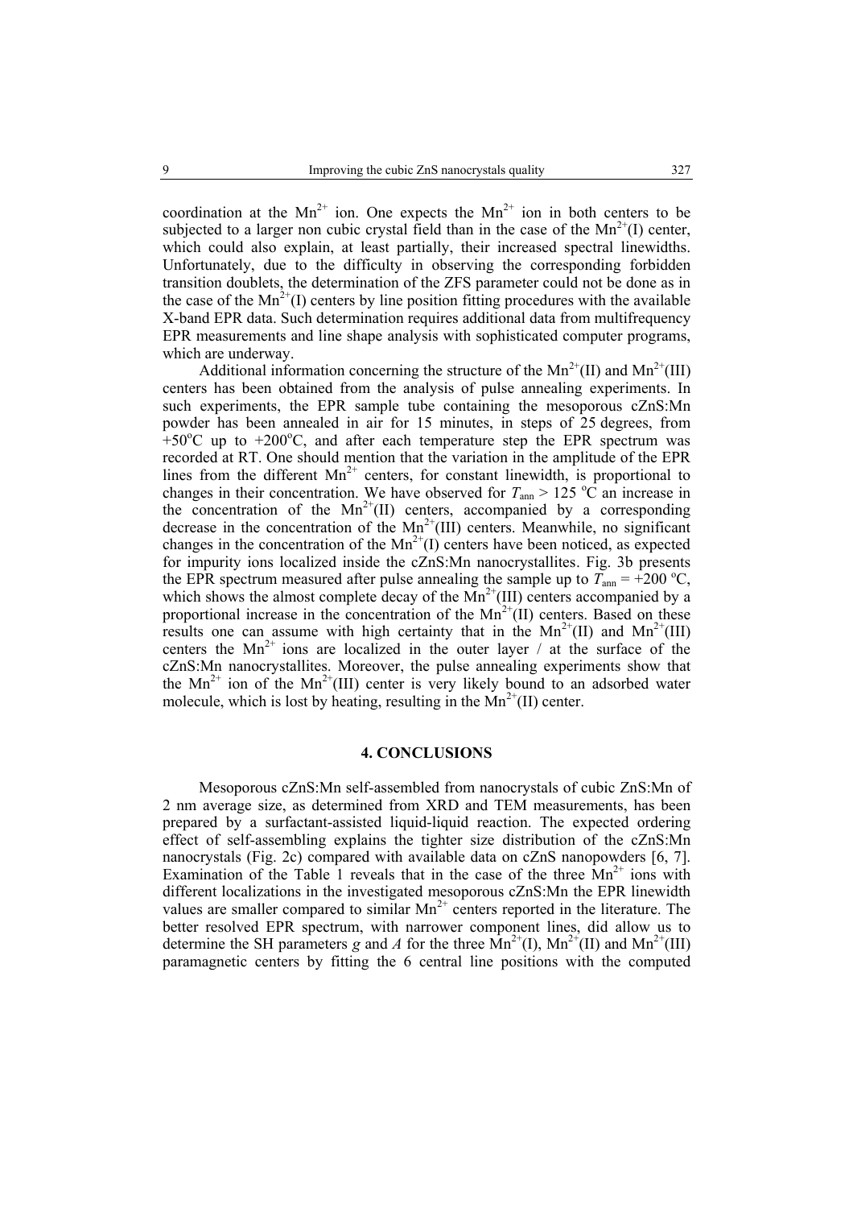coordination at the $Mn^{2+}$ ion. One expects the $Mn^{2+}$ ion in both centers to be subjected to a larger non cubic crystal field than in the case of the $Mn^{2+}$(I) center, which could also explain, at least partially, their increased spectral linewidths. Unfortunately, due to the difficulty in observing the corresponding forbidden transition doublets, the determination of the ZFS parameter could not be done as in the case of the $Mn^{2+}$(I) centers by line position fitting procedures with the available X-band EPR data. Such determination requires additional data from multifrequency EPR measurements and line shape analysis with sophisticated computer programs, which are underway.

Additional information concerning the structure of the $Mn^{2+}$(II) and $Mn^{2+}$(III) centers has been obtained from the analysis of pulse annealing experiments. In such experiments, the EPR sample tube containing the mesoporous cZnS:Mn powder has been annealed in air for 15 minutes, in steps of 25 degrees, from +50°C up to +200°C, and after each temperature step the EPR spectrum was recorded at RT. One should mention that the variation in the amplitude of the EPR lines from the different $Mn^{2+}$ centers, for constant linewidth, is proportional to changes in their concentration. We have observed for $T_{ann} > 125$ °C an increase in the concentration of the $Mn^{2+}$(II) centers, accompanied by a corresponding decrease in the concentration of the $Mn^{2+}$(III) centers. Meanwhile, no significant changes in the concentration of the $Mn^{2+}$(I) centers have been noticed, as expected for impurity ions localized inside the cZnS:Mn nanocrystallites. Fig. 3b presents the EPR spectrum measured after pulse annealing the sample up to $T_{ann} = +200$ °C, which shows the almost complete decay of the $Mn^{2+}$(III) centers accompanied by a proportional increase in the concentration of the $Mn^{2+}$(II) centers. Based on these results one can assume with high certainty that in the $Mn^{2+}$(II) and $Mn^{2+}$(III) centers the $Mn^{2+}$ ions are localized in the outer layer / at the surface of the cZnS:Mn nanocrystallites. Moreover, the pulse annealing experiments show that the $Mn^{2+}$ ion of the $Mn^{2+}$(III) center is very likely bound to an adsorbed water molecule, which is lost by heating, resulting in the $Mn^{2+}$(II) center.

## 4. CONCLUSIONS

Mesoporous cZnS:Mn self-assembled from nanocrystals of cubic ZnS:Mn of 2 nm average size, as determined from XRD and TEM measurements, has been prepared by a surfactant-assisted liquid-liquid reaction. The expected ordering effect of self-assembling explains the tighter size distribution of the cZnS:Mn nanocrystals (Fig. 2c) compared with available data on cZnS nanopowders [6, 7]. Examination of the Table 1 reveals that in the case of the three $Mn^{2+}$ ions with different localizations in the investigated mesoporous cZnS:Mn the EPR linewidth values are smaller compared to similar $Mn^{2+}$ centers reported in the literature. The better resolved EPR spectrum, with narrower component lines, did allow us to determine the SH parameters $g$ and $A$ for the three $Mn^{2+}$(I), $Mn^{2+}$(II) and $Mn^{2+}$(III) paramagnetic centers by fitting the 6 central line positions with the computed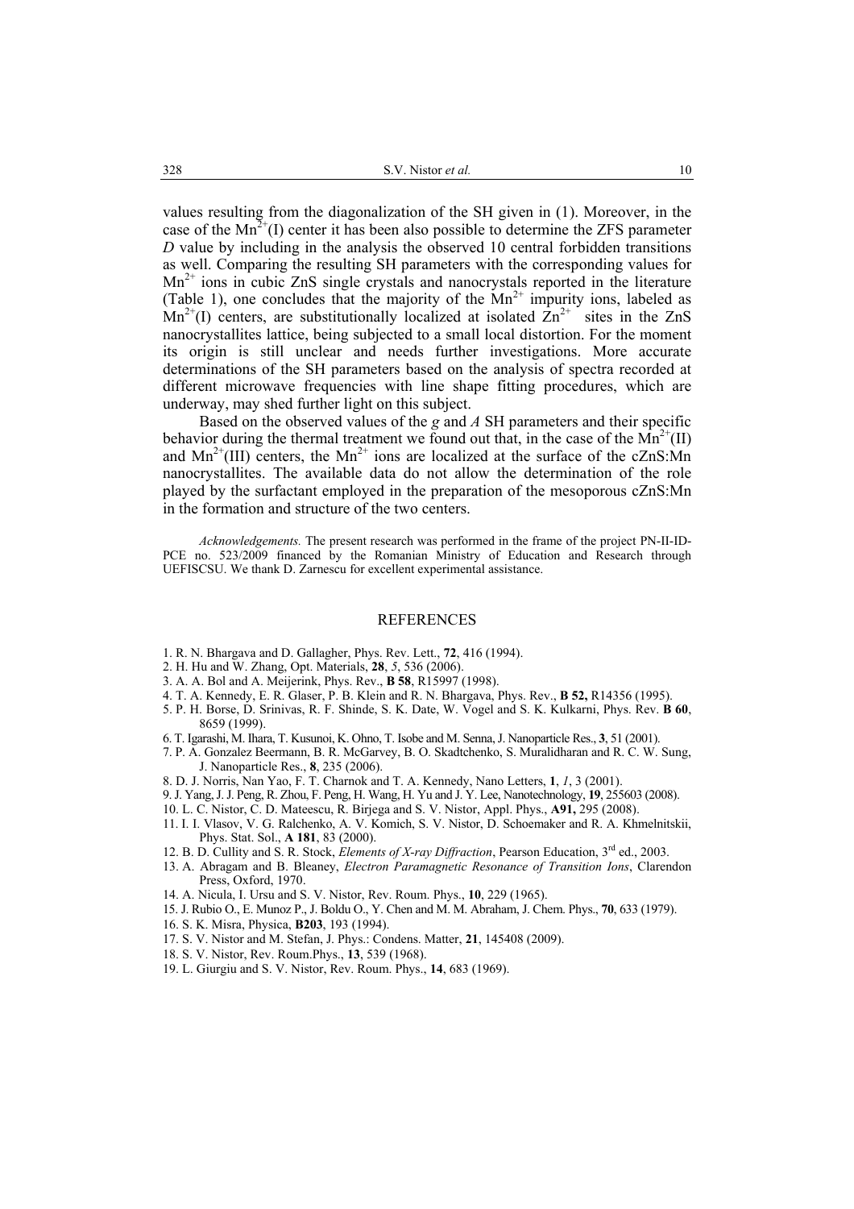values resulting from the diagonalization of the SH given in (1). Moreover, in the case of the $Mn^{2+}$(I) center it has been also possible to determine the ZFS parameter *D* value by including in the analysis the observed 10 central forbidden transitions as well. Comparing the resulting SH parameters with the corresponding values for $Mn^{2+}$ ions in cubic ZnS single crystals and nanocrystals reported in the literature (Table 1), one concludes that the majority of the $Mn^{2+}$ impurity ions, labeled as $Mn^{2+}$(I) centers, are substitutionally localized at isolated $Zn^{2+}$ sites in the ZnS nanocrystallites lattice, being subjected to a small local distortion. For the moment its origin is still unclear and needs further investigations. More accurate determinations of the SH parameters based on the analysis of spectra recorded at different microwave frequencies with line shape fitting procedures, which are underway, may shed further light on this subject.

Based on the observed values of the *g* and *A* SH parameters and their specific behavior during the thermal treatment we found out that, in the case of the $Mn^{2+}$(II) and $Mn^{2+}$(III) centers, the $Mn^{2+}$ ions are localized at the surface of the cZnS:Mn nanocrystallites. The available data do not allow the determination of the role played by the surfactant employed in the preparation of the mesoporous cZnS:Mn in the formation and structure of the two centers.

*Acknowledgements.* The present research was performed in the frame of the project PN-II-ID-PCE no. 523/2009 financed by the Romanian Ministry of Education and Research through UEFISCSU. We thank D. Zarnescu for excellent experimental assistance.

## REFERENCES

1. R. N. Bhargava and D. Gallagher, Phys. Rev. Lett., **72**, 416 (1994).
2. H. Hu and W. Zhang, Opt. Materials, **28**, *5*, 536 (2006).
3. A. A. Bol and A. Meijerink, Phys. Rev., **B 58**, R15997 (1998).
4. T. A. Kennedy, E. R. Glaser, P. B. Klein and R. N. Bhargava, Phys. Rev., **B 52,** R14356 (1995).
5. P. H. Borse, D. Srinivas, R. F. Shinde, S. K. Date, W. Vogel and S. K. Kulkarni, Phys. Rev. **B 60**, 8659 (1999).
6. T. Igarashi, M. Ihara, T. Kusunoi, K. Ohno, T. Isobe and M. Senna, J. Nanoparticle Res., **3**, 51 (2001).
7. P. A. Gonzalez Beermann, B. R. McGarvey, B. O. Skadtchenko, S. Muralidharan and R. C. W. Sung, J. Nanoparticle Res., **8**, 235 (2006).
8. D. J. Norris, Nan Yao, F. T. Charnok and T. A. Kennedy, Nano Letters, **1**, *1*, 3 (2001).
9. J. Yang, J. J. Peng, R. Zhou, F. Peng, H. Wang, H. Yu and J. Y. Lee, Nanotechnology, **19**, 255603 (2008).
10. L. C. Nistor, C. D. Mateescu, R. Birjega and S. V. Nistor, Appl. Phys., **A91,** 295 (2008).
11. I. I. Vlasov, V. G. Ralchenko, A. V. Komich, S. V. Nistor, D. Schoemaker and R. A. Khmelnitskii, Phys. Stat. Sol., **A 181**, 83 (2000).
12. B. D. Cullity and S. R. Stock, *Elements of X-ray Diffraction*, Pearson Education, 3rd ed., 2003.
13. A. Abragam and B. Bleaney, *Electron Paramagnetic Resonance of Transition Ions*, Clarendon Press, Oxford, 1970.
14. A. Nicula, I. Ursu and S. V. Nistor, Rev. Roum. Phys., **10**, 229 (1965).
15. J. Rubio O., E. Munoz P., J. Boldu O., Y. Chen and M. M. Abraham, J. Chem. Phys., **70**, 633 (1979).
16. S. K. Misra, Physica, **B203**, 193 (1994).
17. S. V. Nistor and M. Stefan, J. Phys.: Condens. Matter, **21**, 145408 (2009).
18. S. V. Nistor, Rev. Roum.Phys., **13**, 539 (1968).
19. L. Giurgiu and S. V. Nistor, Rev. Roum. Phys., **14**, 683 (1969).